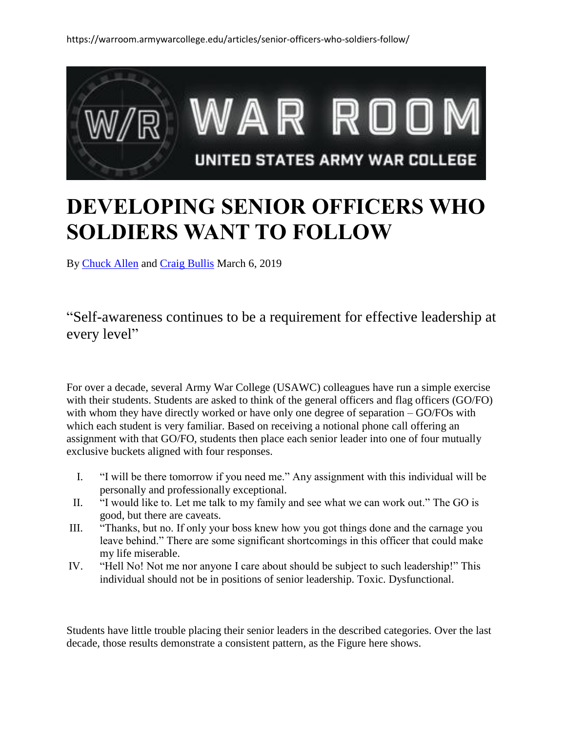https://warroom.armywarcollege.edu/articles/senior-officers-who-soldiers-follow/

# DEVELOPING SENIOR OFFICERS WHO SOLDIERS WANT TO FOLLOW

By Chuck Allen and Craig Bullis March 6, 2019

“Self-awareness continues to be a requirement for effective leadership at every level”

For over a decade, several Army War College (USAWC) colleagues have run a simple exercise with their students. Students are asked to think of the general officers and flag officers (GO/FO) with whom they have directly worked or have only one degree of separation – GO/FOs with which each student is very familiar. Based on receiving a notional phone call offering an assignment with that GO/FO, students then place each senior leader into one of four mutually exclusive buckets aligned with four responses.

I. “I will be there tomorrow if you need me.” Any assignment with this individual will be personally and professionally exceptional.
II. “I would like to. Let me talk to my family and see what we can work out.” The GO is good, but there are caveats.
III. “Thanks, but no. If only your boss knew how you got things done and the carnage you leave behind.” There are some significant shortcomings in this officer that could make my life miserable.
IV. “Hell No! Not me nor anyone I care about should be subject to such leadership!” This individual should not be in positions of senior leadership. Toxic. Dysfunctional.

Students have little trouble placing their senior leaders in the described categories. Over the last decade, those results demonstrate a consistent pattern, as the Figure here shows.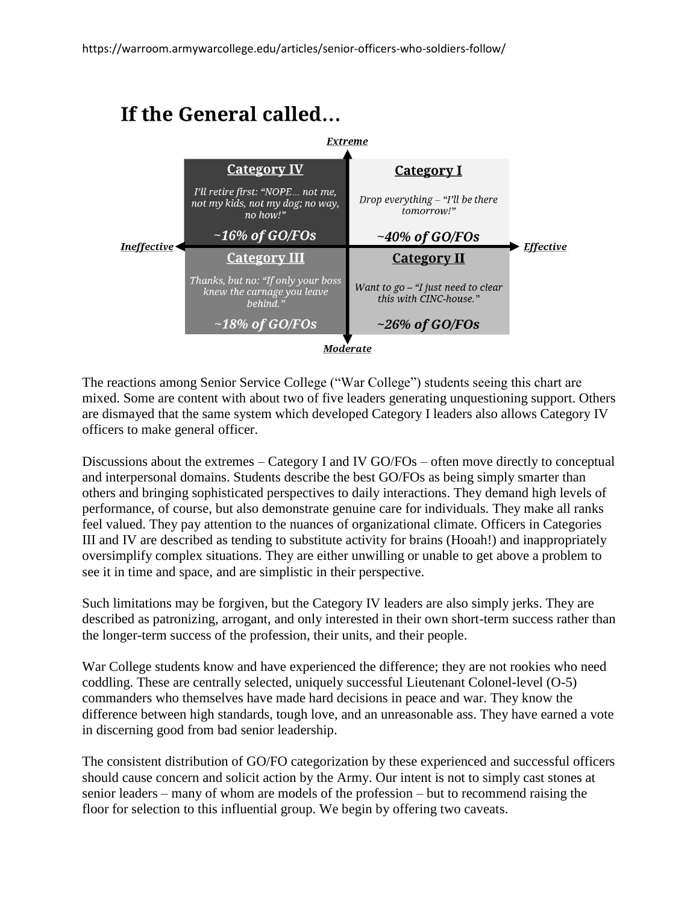## If the General called…

*Extreme* (vertical axis, top) / *Moderate* (vertical axis, bottom); *Ineffective* (horizontal axis, left) / *Effective* (horizontal axis, right)

| | *Ineffective* | *Effective* |
|---|---|---|
| *Extreme* | **Category IV**<br>*I'll retire first: "NOPE… not me, not my kids, not my dog; no way, no how!"*<br>***~16% of GO/FOs*** | **Category I**<br>*Drop everything – "I'll be there tomorrow!"*<br>***~40% of GO/FOs*** |
| *Moderate* | **Category III**<br>*Thanks, but no: "If only your boss knew the carnage you leave behind."*<br>***~18% of GO/FOs*** | **Category II**<br>*Want to go – "I just need to clear this with CINC-house."*<br>***~26% of GO/FOs*** |

The reactions among Senior Service College ("War College") students seeing this chart are mixed. Some are content with about two of five leaders generating unquestioning support. Others are dismayed that the same system which developed Category I leaders also allows Category IV officers to make general officer.

Discussions about the extremes – Category I and IV GO/FOs – often move directly to conceptual and interpersonal domains. Students describe the best GO/FOs as being simply smarter than others and bringing sophisticated perspectives to daily interactions. They demand high levels of performance, of course, but also demonstrate genuine care for individuals. They make all ranks feel valued. They pay attention to the nuances of organizational climate. Officers in Categories III and IV are described as tending to substitute activity for brains (Hooah!) and inappropriately oversimplify complex situations. They are either unwilling or unable to get above a problem to see it in time and space, and are simplistic in their perspective.

Such limitations may be forgiven, but the Category IV leaders are also simply jerks. They are described as patronizing, arrogant, and only interested in their own short-term success rather than the longer-term success of the profession, their units, and their people.

War College students know and have experienced the difference; they are not rookies who need coddling. These are centrally selected, uniquely successful Lieutenant Colonel-level (O-5) commanders who themselves have made hard decisions in peace and war. They know the difference between high standards, tough love, and an unreasonable ass. They have earned a vote in discerning good from bad senior leadership.

The consistent distribution of GO/FO categorization by these experienced and successful officers should cause concern and solicit action by the Army. Our intent is not to simply cast stones at senior leaders – many of whom are models of the profession – but to recommend raising the floor for selection to this influential group. We begin by offering two caveats.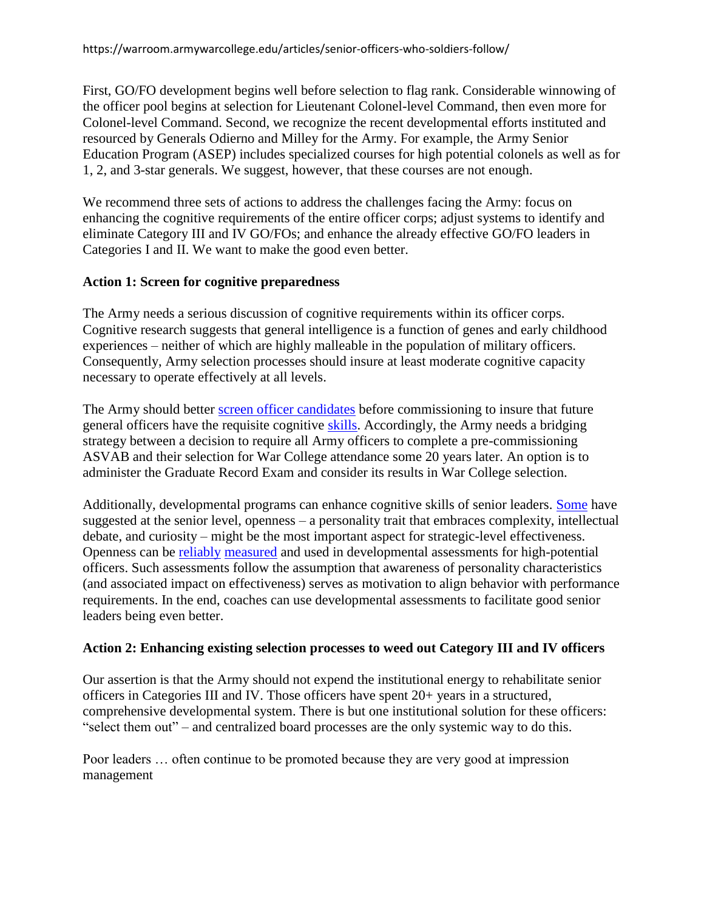First, GO/FO development begins well before selection to flag rank. Considerable winnowing of the officer pool begins at selection for Lieutenant Colonel-level Command, then even more for Colonel-level Command. Second, we recognize the recent developmental efforts instituted and resourced by Generals Odierno and Milley for the Army. For example, the Army Senior Education Program (ASEP) includes specialized courses for high potential colonels as well as for 1, 2, and 3-star generals. We suggest, however, that these courses are not enough.

We recommend three sets of actions to address the challenges facing the Army: focus on enhancing the cognitive requirements of the entire officer corps; adjust systems to identify and eliminate Category III and IV GO/FOs; and enhance the already effective GO/FO leaders in Categories I and II. We want to make the good even better.

**Action 1: Screen for cognitive preparedness**

The Army needs a serious discussion of cognitive requirements within its officer corps. Cognitive research suggests that general intelligence is a function of genes and early childhood experiences – neither of which are highly malleable in the population of military officers. Consequently, Army selection processes should insure at least moderate cognitive capacity necessary to operate effectively at all levels.

The Army should better screen officer candidates before commissioning to insure that future general officers have the requisite cognitive skills. Accordingly, the Army needs a bridging strategy between a decision to require all Army officers to complete a pre-commissioning ASVAB and their selection for War College attendance some 20 years later. An option is to administer the Graduate Record Exam and consider its results in War College selection.

Additionally, developmental programs can enhance cognitive skills of senior leaders. Some have suggested at the senior level, openness – a personality trait that embraces complexity, intellectual debate, and curiosity – might be the most important aspect for strategic-level effectiveness. Openness can be reliably measured and used in developmental assessments for high-potential officers. Such assessments follow the assumption that awareness of personality characteristics (and associated impact on effectiveness) serves as motivation to align behavior with performance requirements. In the end, coaches can use developmental assessments to facilitate good senior leaders being even better.

**Action 2: Enhancing existing selection processes to weed out Category III and IV officers**

Our assertion is that the Army should not expend the institutional energy to rehabilitate senior officers in Categories III and IV. Those officers have spent 20+ years in a structured, comprehensive developmental system. There is but one institutional solution for these officers: "select them out" – and centralized board processes are the only systemic way to do this.

Poor leaders … often continue to be promoted because they are very good at impression management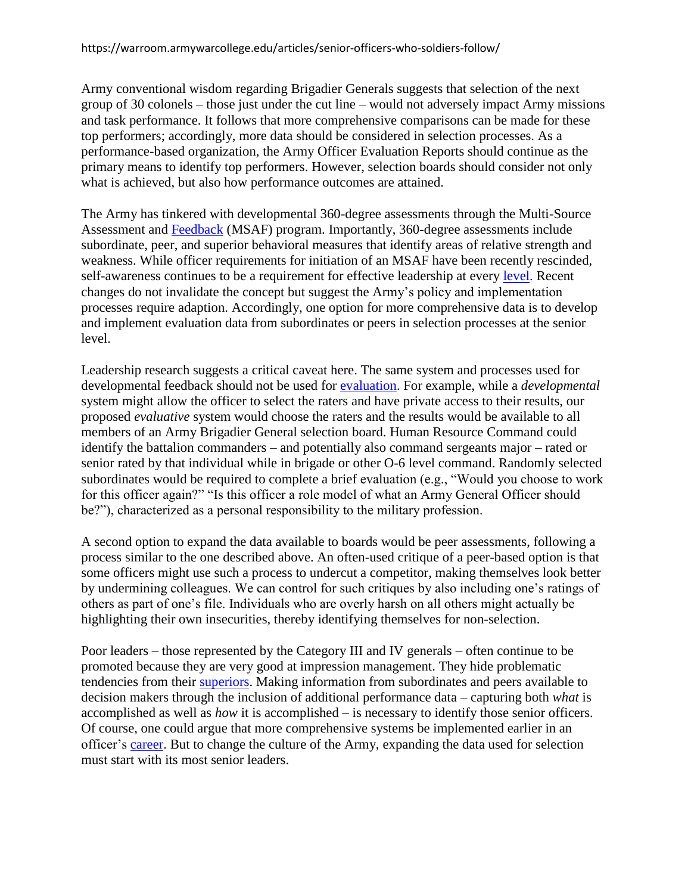Army conventional wisdom regarding Brigadier Generals suggests that selection of the next group of 30 colonels – those just under the cut line – would not adversely impact Army missions and task performance. It follows that more comprehensive comparisons can be made for these top performers; accordingly, more data should be considered in selection processes. As a performance-based organization, the Army Officer Evaluation Reports should continue as the primary means to identify top performers. However, selection boards should consider not only what is achieved, but also how performance outcomes are attained.

The Army has tinkered with developmental 360-degree assessments through the Multi-Source Assessment and Feedback (MSAF) program. Importantly, 360-degree assessments include subordinate, peer, and superior behavioral measures that identify areas of relative strength and weakness. While officer requirements for initiation of an MSAF have been recently rescinded, self-awareness continues to be a requirement for effective leadership at every level. Recent changes do not invalidate the concept but suggest the Army's policy and implementation processes require adaption. Accordingly, one option for more comprehensive data is to develop and implement evaluation data from subordinates or peers in selection processes at the senior level.

Leadership research suggests a critical caveat here. The same system and processes used for developmental feedback should not be used for evaluation. For example, while a *developmental* system might allow the officer to select the raters and have private access to their results, our proposed *evaluative* system would choose the raters and the results would be available to all members of an Army Brigadier General selection board. Human Resource Command could identify the battalion commanders – and potentially also command sergeants major – rated or senior rated by that individual while in brigade or other O-6 level command. Randomly selected subordinates would be required to complete a brief evaluation (e.g., "Would you choose to work for this officer again?" "Is this officer a role model of what an Army General Officer should be?"), characterized as a personal responsibility to the military profession.

A second option to expand the data available to boards would be peer assessments, following a process similar to the one described above. An often-used critique of a peer-based option is that some officers might use such a process to undercut a competitor, making themselves look better by undermining colleagues. We can control for such critiques by also including one's ratings of others as part of one's file. Individuals who are overly harsh on all others might actually be highlighting their own insecurities, thereby identifying themselves for non-selection.

Poor leaders – those represented by the Category III and IV generals – often continue to be promoted because they are very good at impression management. They hide problematic tendencies from their superiors. Making information from subordinates and peers available to decision makers through the inclusion of additional performance data – capturing both *what* is accomplished as well as *how* it is accomplished – is necessary to identify those senior officers. Of course, one could argue that more comprehensive systems be implemented earlier in an officer's career. But to change the culture of the Army, expanding the data used for selection must start with its most senior leaders.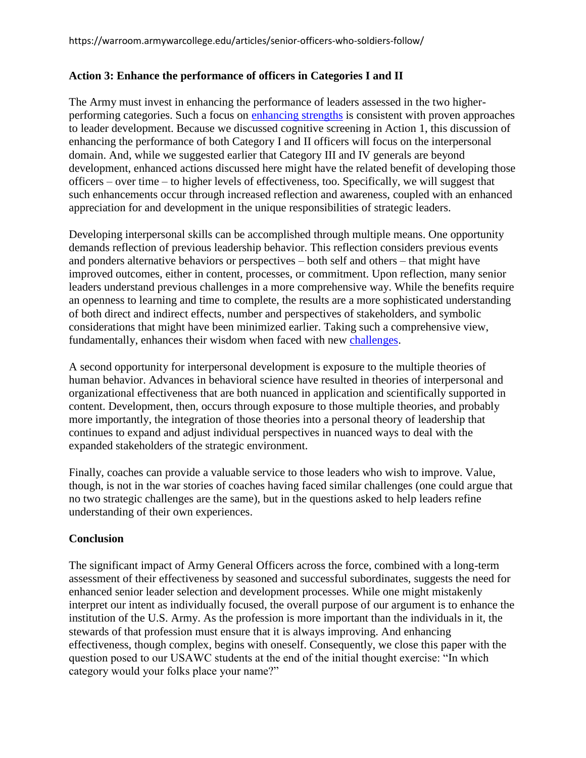### Action 3: Enhance the performance of officers in Categories I and II

The Army must invest in enhancing the performance of leaders assessed in the two higher-performing categories. Such a focus on enhancing strengths is consistent with proven approaches to leader development. Because we discussed cognitive screening in Action 1, this discussion of enhancing the performance of both Category I and II officers will focus on the interpersonal domain. And, while we suggested earlier that Category III and IV generals are beyond development, enhanced actions discussed here might have the related benefit of developing those officers – over time – to higher levels of effectiveness, too. Specifically, we will suggest that such enhancements occur through increased reflection and awareness, coupled with an enhanced appreciation for and development in the unique responsibilities of strategic leaders.

Developing interpersonal skills can be accomplished through multiple means. One opportunity demands reflection of previous leadership behavior. This reflection considers previous events and ponders alternative behaviors or perspectives – both self and others – that might have improved outcomes, either in content, processes, or commitment. Upon reflection, many senior leaders understand previous challenges in a more comprehensive way. While the benefits require an openness to learning and time to complete, the results are a more sophisticated understanding of both direct and indirect effects, number and perspectives of stakeholders, and symbolic considerations that might have been minimized earlier. Taking such a comprehensive view, fundamentally, enhances their wisdom when faced with new challenges.

A second opportunity for interpersonal development is exposure to the multiple theories of human behavior. Advances in behavioral science have resulted in theories of interpersonal and organizational effectiveness that are both nuanced in application and scientifically supported in content. Development, then, occurs through exposure to those multiple theories, and probably more importantly, the integration of those theories into a personal theory of leadership that continues to expand and adjust individual perspectives in nuanced ways to deal with the expanded stakeholders of the strategic environment.

Finally, coaches can provide a valuable service to those leaders who wish to improve. Value, though, is not in the war stories of coaches having faced similar challenges (one could argue that no two strategic challenges are the same), but in the questions asked to help leaders refine understanding of their own experiences.

### Conclusion

The significant impact of Army General Officers across the force, combined with a long-term assessment of their effectiveness by seasoned and successful subordinates, suggests the need for enhanced senior leader selection and development processes. While one might mistakenly interpret our intent as individually focused, the overall purpose of our argument is to enhance the institution of the U.S. Army. As the profession is more important than the individuals in it, the stewards of that profession must ensure that it is always improving. And enhancing effectiveness, though complex, begins with oneself. Consequently, we close this paper with the question posed to our USAWC students at the end of the initial thought exercise: "In which category would your folks place your name?"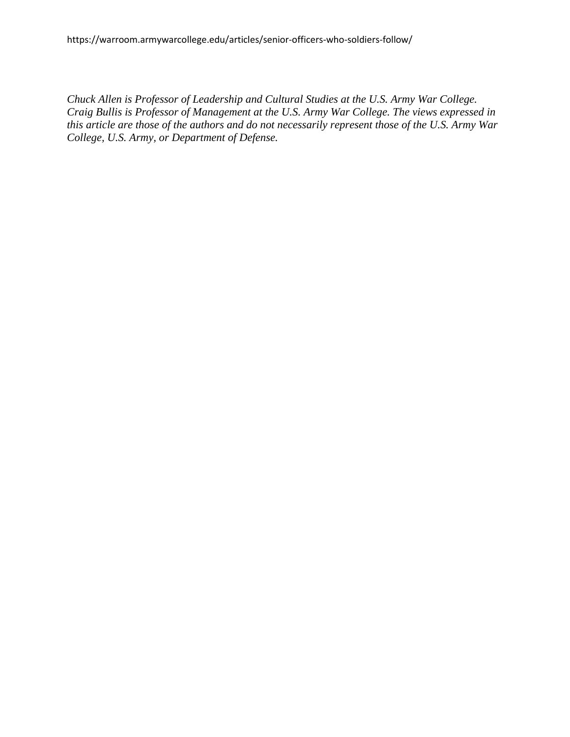https://warroom.armywarcollege.edu/articles/senior-officers-who-soldiers-follow/

*Chuck Allen is Professor of Leadership and Cultural Studies at the U.S. Army War College. Craig Bullis is Professor of Management at the U.S. Army War College. The views expressed in this article are those of the authors and do not necessarily represent those of the U.S. Army War College, U.S. Army, or Department of Defense.*